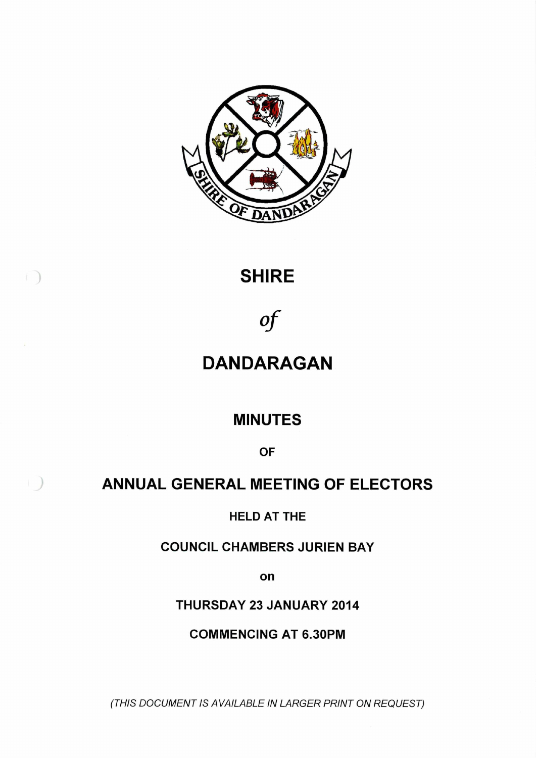# SHIRE

*of*

# DANDARAGAN

## MINUTES

**OF**

## ANNUAL GENERAL MEETING OF ELECTORS

**HELD AT THE**

**COUNCIL CHAMBERS JURIEN BAY**

**on**

**THURSDAY 23 JANUARY 2014**

**COMMENCING AT 6.30PM**

*(THIS DOCUMENT IS AVAILABLE IN LARGER PRINT ON REQUEST)*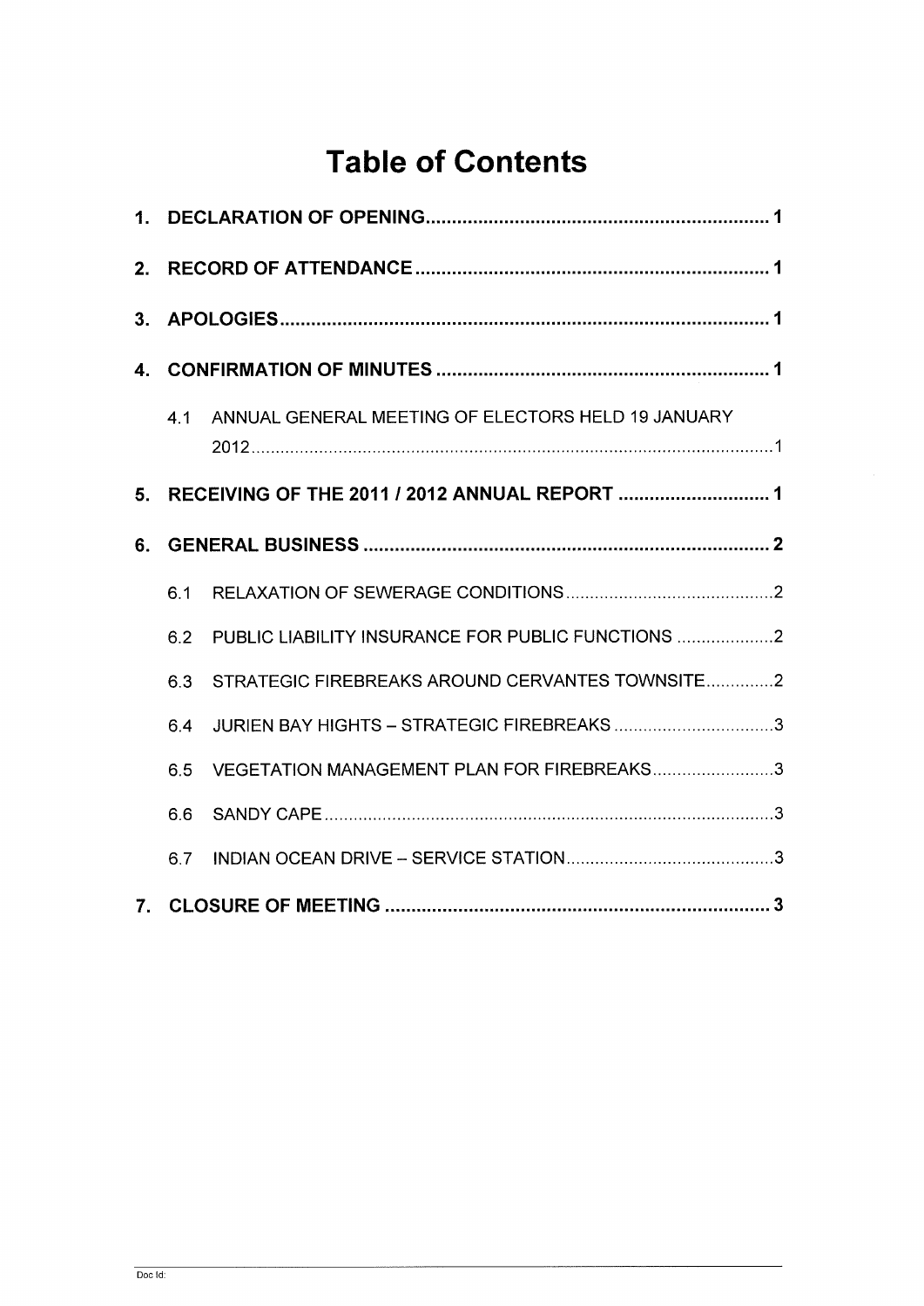# Table of Contents

1. **DECLARATION OF OPENING** ........ 1
2. **RECORD OF ATTENDANCE** ........ 1
3. **APOLOGIES** ........ 1
4. **CONFIRMATION OF MINUTES** ........ 1
   - 4.1 ANNUAL GENERAL MEETING OF ELECTORS HELD 19 JANUARY 2012 ........ 1
5. **RECEIVING OF THE 2011 / 2012 ANNUAL REPORT** ........ 1
6. **GENERAL BUSINESS** ........ 2
   - 6.1 RELAXATION OF SEWERAGE CONDITIONS ........ 2
   - 6.2 PUBLIC LIABILITY INSURANCE FOR PUBLIC FUNCTIONS ........ 2
   - 6.3 STRATEGIC FIREBREAKS AROUND CERVANTES TOWNSITE ........ 2
   - 6.4 JURIEN BAY HIGHTS – STRATEGIC FIREBREAKS ........ 3
   - 6.5 VEGETATION MANAGEMENT PLAN FOR FIREBREAKS ........ 3
   - 6.6 SANDY CAPE ........ 3
   - 6.7 INDIAN OCEAN DRIVE – SERVICE STATION ........ 3
7. **CLOSURE OF MEETING** ........ 3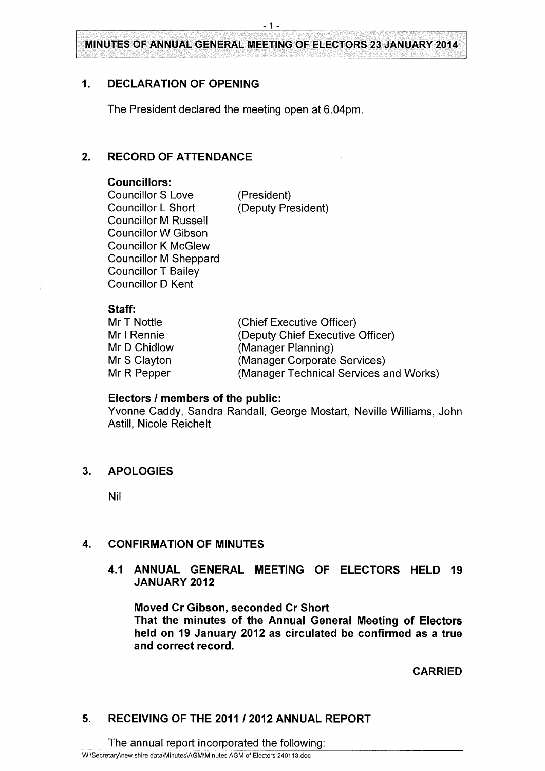# MINUTES OF ANNUAL GENERAL MEETING OF ELECTORS 23 JANUARY 2014

## 1. DECLARATION OF OPENING

The President declared the meeting open at 6.04pm.

## 2. RECORD OF ATTENDANCE

**Councillors:**

| | |
|---|---|
| Councillor S Love | (President) |
| Councillor L Short | (Deputy President) |
| Councillor M Russell | |
| Councillor W Gibson | |
| Councillor K McGlew | |
| Councillor M Sheppard | |
| Councillor T Bailey | |
| Councillor D Kent | |

**Staff:**

| | |
|---|---|
| Mr T Nottle | (Chief Executive Officer) |
| Mr I Rennie | (Deputy Chief Executive Officer) |
| Mr D Chidlow | (Manager Planning) |
| Mr S Clayton | (Manager Corporate Services) |
| Mr R Pepper | (Manager Technical Services and Works) |

**Electors / members of the public:**

Yvonne Caddy, Sandra Randall, George Mostart, Neville Williams, John Astill, Nicole Reichelt

## 3. APOLOGIES

Nil

## 4. CONFIRMATION OF MINUTES

### 4.1 ANNUAL GENERAL MEETING OF ELECTORS HELD 19 JANUARY 2012

**Moved Cr Gibson, seconded Cr Short**

**That the minutes of the Annual General Meeting of Electors held on 19 January 2012 as circulated be confirmed as a true and correct record.**

**CARRIED**

## 5. RECEIVING OF THE 2011 / 2012 ANNUAL REPORT

The annual report incorporated the following: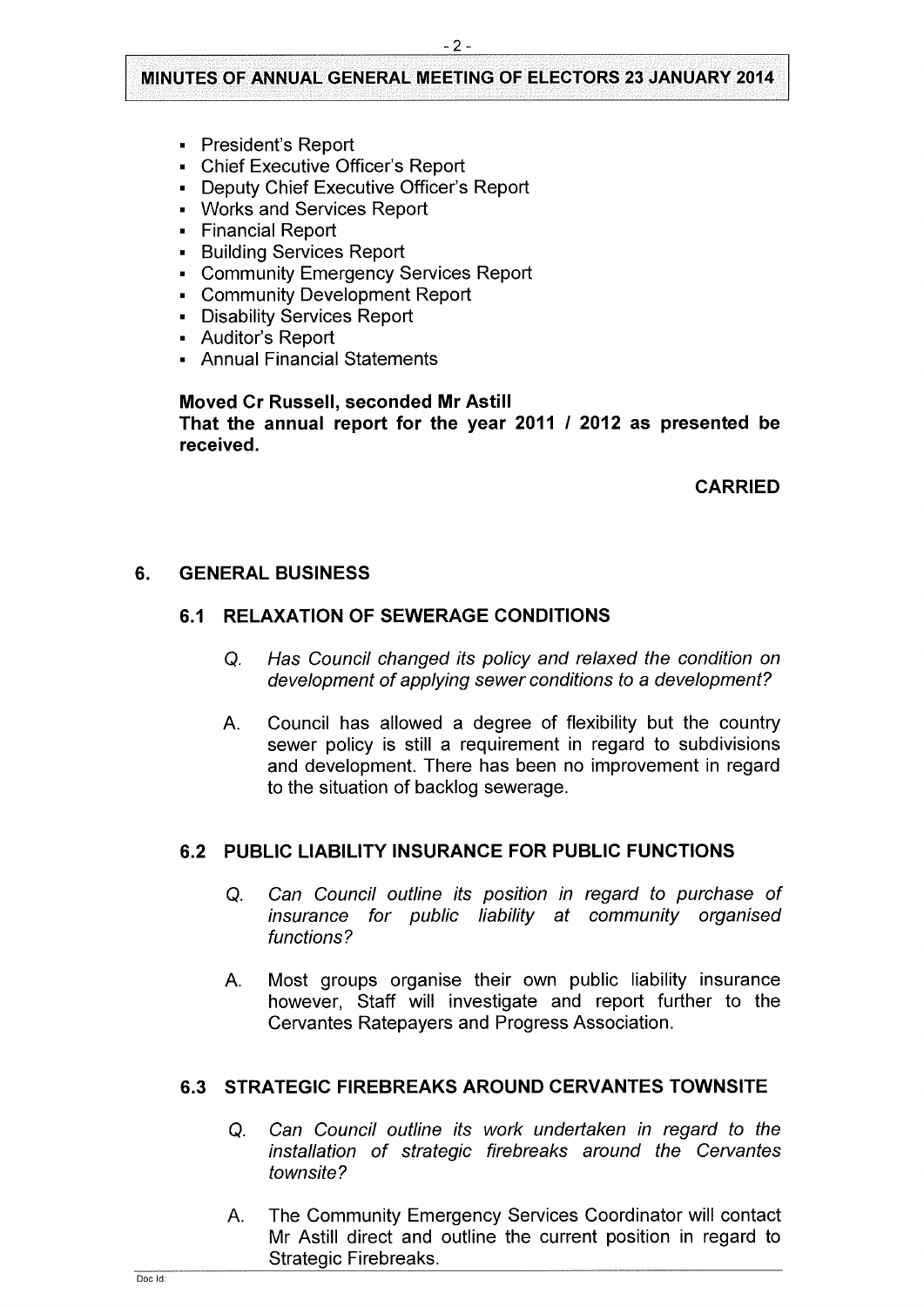- President's Report
- Chief Executive Officer's Report
- Deputy Chief Executive Officer's Report
- Works and Services Report
- Financial Report
- Building Services Report
- Community Emergency Services Report
- Community Development Report
- Disability Services Report
- Auditor's Report
- Annual Financial Statements

**Moved Cr Russell, seconded Mr Astill**
**That the annual report for the year 2011 / 2012 as presented be received.**

**CARRIED**

## 6. GENERAL BUSINESS

### 6.1 RELAXATION OF SEWERAGE CONDITIONS

Q. *Has Council changed its policy and relaxed the condition on development of applying sewer conditions to a development?*

A. Council has allowed a degree of flexibility but the country sewer policy is still a requirement in regard to subdivisions and development. There has been no improvement in regard to the situation of backlog sewerage.

### 6.2 PUBLIC LIABILITY INSURANCE FOR PUBLIC FUNCTIONS

Q. *Can Council outline its position in regard to purchase of insurance for public liability at community organised functions?*

A. Most groups organise their own public liability insurance however, Staff will investigate and report further to the Cervantes Ratepayers and Progress Association.

### 6.3 STRATEGIC FIREBREAKS AROUND CERVANTES TOWNSITE

Q. *Can Council outline its work undertaken in regard to the installation of strategic firebreaks around the Cervantes townsite?*

A. The Community Emergency Services Coordinator will contact Mr Astill direct and outline the current position in regard to Strategic Firebreaks.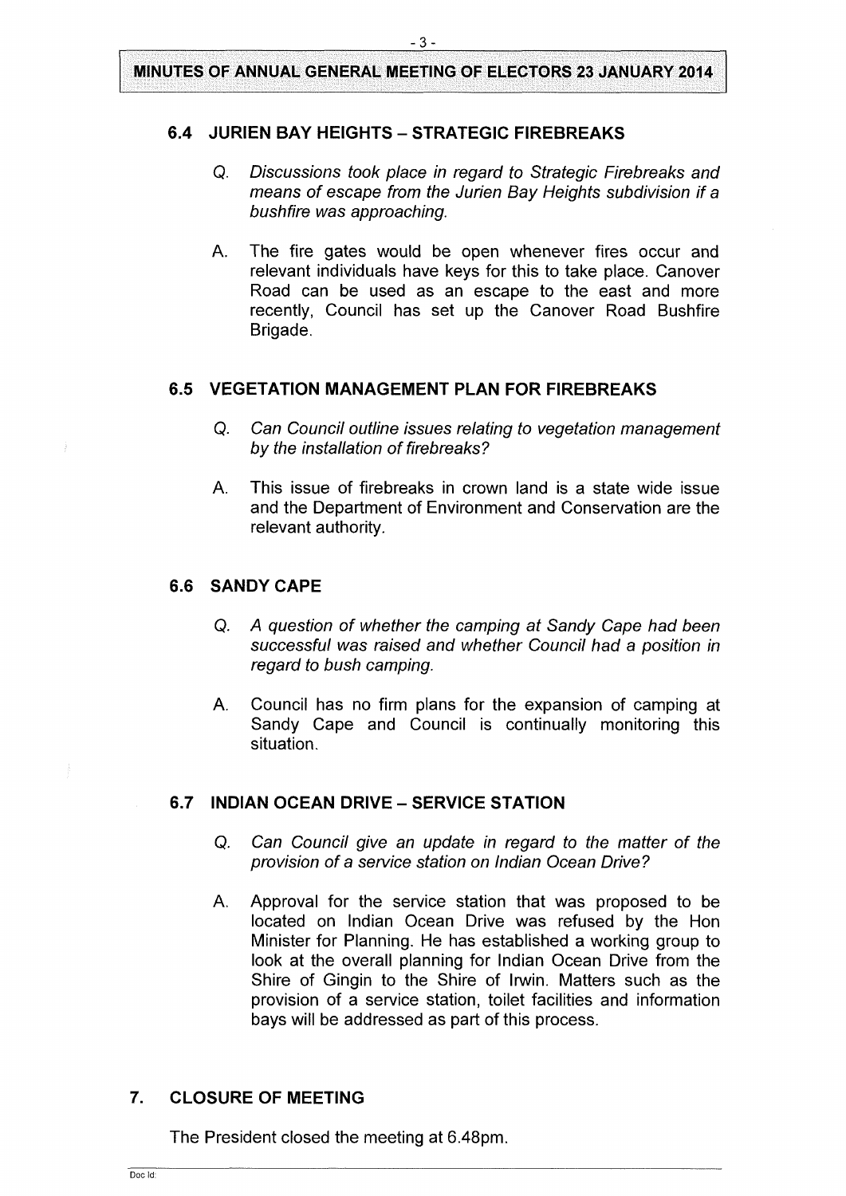### 6.4 JURIEN BAY HEIGHTS – STRATEGIC FIREBREAKS

Q. *Discussions took place in regard to Strategic Firebreaks and means of escape from the Jurien Bay Heights subdivision if a bushfire was approaching.*

A. The fire gates would be open whenever fires occur and relevant individuals have keys for this to take place. Canover Road can be used as an escape to the east and more recently, Council has set up the Canover Road Bushfire Brigade.

### 6.5 VEGETATION MANAGEMENT PLAN FOR FIREBREAKS

Q. *Can Council outline issues relating to vegetation management by the installation of firebreaks?*

A. This issue of firebreaks in crown land is a state wide issue and the Department of Environment and Conservation are the relevant authority.

### 6.6 SANDY CAPE

Q. *A question of whether the camping at Sandy Cape had been successful was raised and whether Council had a position in regard to bush camping.*

A. Council has no firm plans for the expansion of camping at Sandy Cape and Council is continually monitoring this situation.

### 6.7 INDIAN OCEAN DRIVE – SERVICE STATION

Q. *Can Council give an update in regard to the matter of the provision of a service station on Indian Ocean Drive?*

A. Approval for the service station that was proposed to be located on Indian Ocean Drive was refused by the Hon Minister for Planning. He has established a working group to look at the overall planning for Indian Ocean Drive from the Shire of Gingin to the Shire of Irwin. Matters such as the provision of a service station, toilet facilities and information bays will be addressed as part of this process.

## 7. CLOSURE OF MEETING

The President closed the meeting at 6.48pm.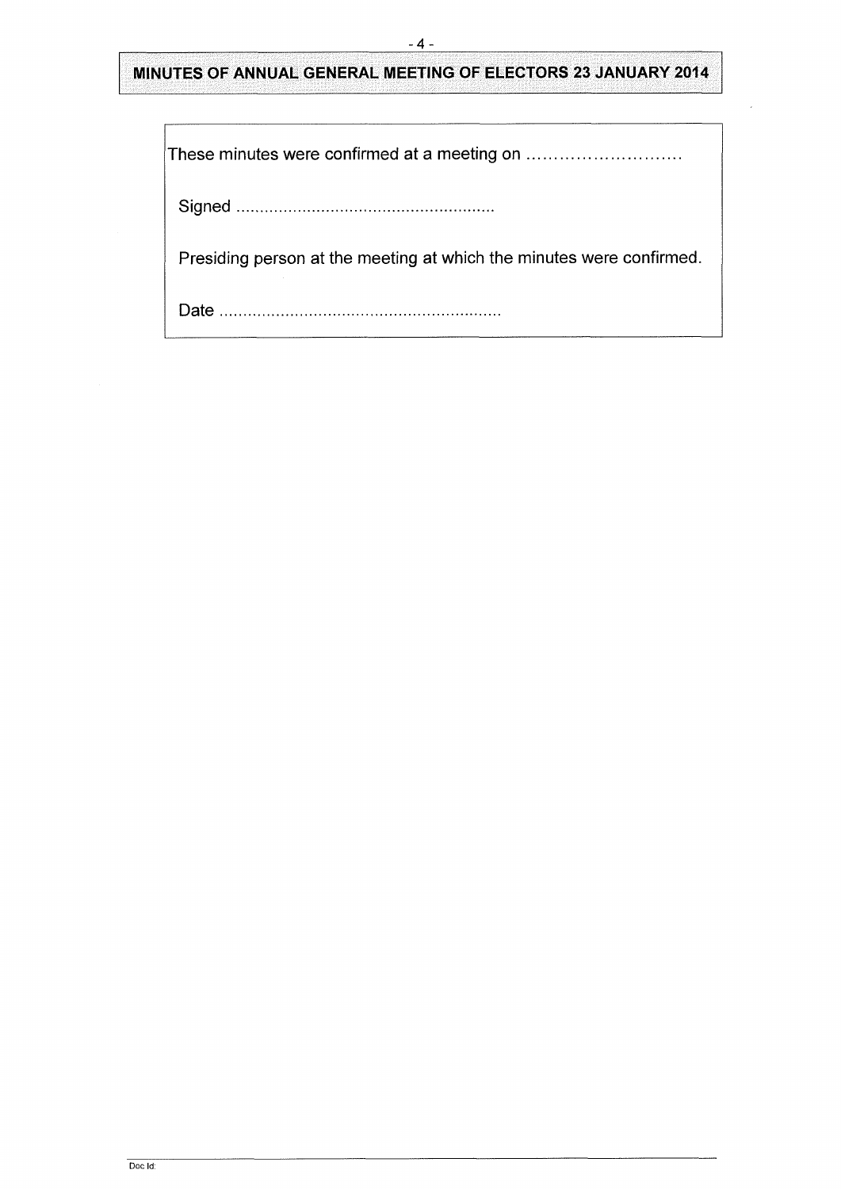These minutes were confirmed at a meeting on ..............................

Signed ........................................................

Presiding person at the meeting at which the minutes were confirmed.

Date ............................................................

Doc Id: